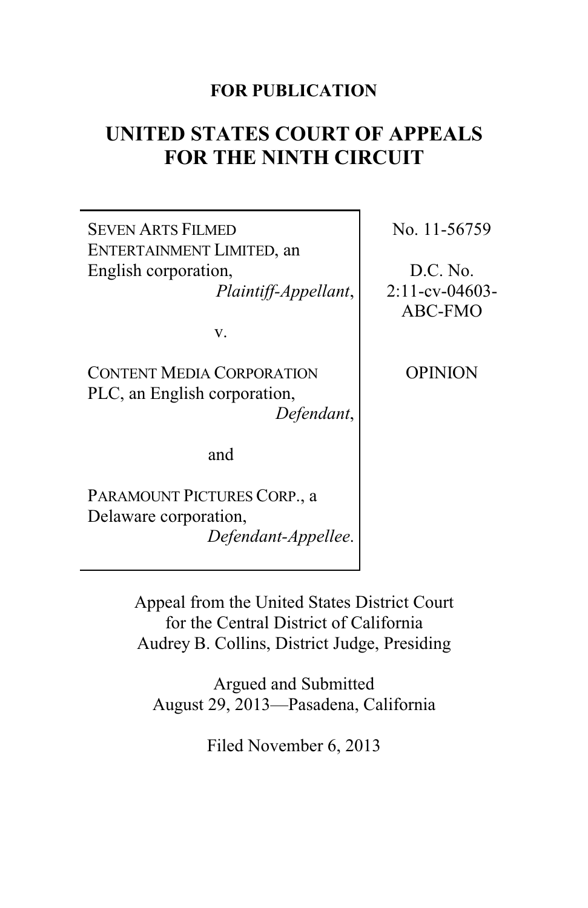**FOR PUBLICATION**

# UNITED STATES COURT OF APPEALS FOR THE NINTH CIRCUIT

| | |
|---|---|
| SEVEN ARTS FILMED ENTERTAINMENT LIMITED, an English corporation, *Plaintiff-Appellant*, | No. 11-56759 |
| v. | D.C. No. 2:11-cv-04603-ABC-FMO |
| CONTENT MEDIA CORPORATION PLC, an English corporation, *Defendant*, | OPINION |
| and | |
| PARAMOUNT PICTURES CORP., a Delaware corporation, *Defendant-Appellee*. | |

Appeal from the United States District Court for the Central District of California
Audrey B. Collins, District Judge, Presiding

Argued and Submitted
August 29, 2013—Pasadena, California

Filed November 6, 2013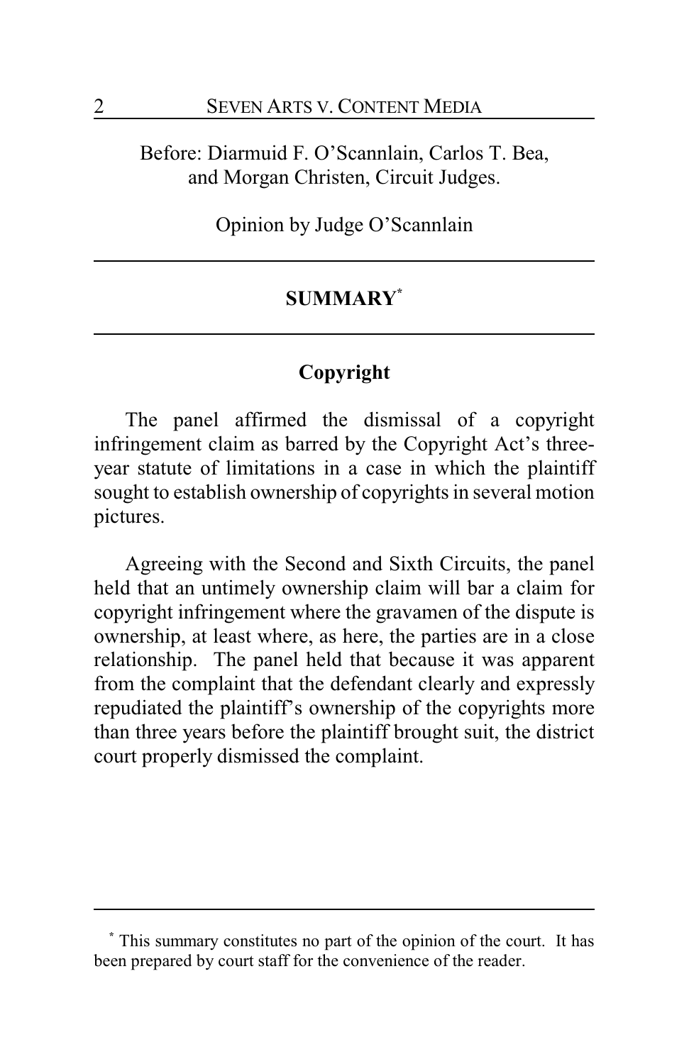Before: Diarmuid F. O'Scannlain, Carlos T. Bea, and Morgan Christen, Circuit Judges.

Opinion by Judge O'Scannlain

## SUMMARY[*]

### Copyright

The panel affirmed the dismissal of a copyright infringement claim as barred by the Copyright Act's three-year statute of limitations in a case in which the plaintiff sought to establish ownership of copyrights in several motion pictures.

Agreeing with the Second and Sixth Circuits, the panel held that an untimely ownership claim will bar a claim for copyright infringement where the gravamen of the dispute is ownership, at least where, as here, the parties are in a close relationship. The panel held that because it was apparent from the complaint that the defendant clearly and expressly repudiated the plaintiff's ownership of the copyrights more than three years before the plaintiff brought suit, the district court properly dismissed the complaint.

---

[*] This summary constitutes no part of the opinion of the court. It has been prepared by court staff for the convenience of the reader.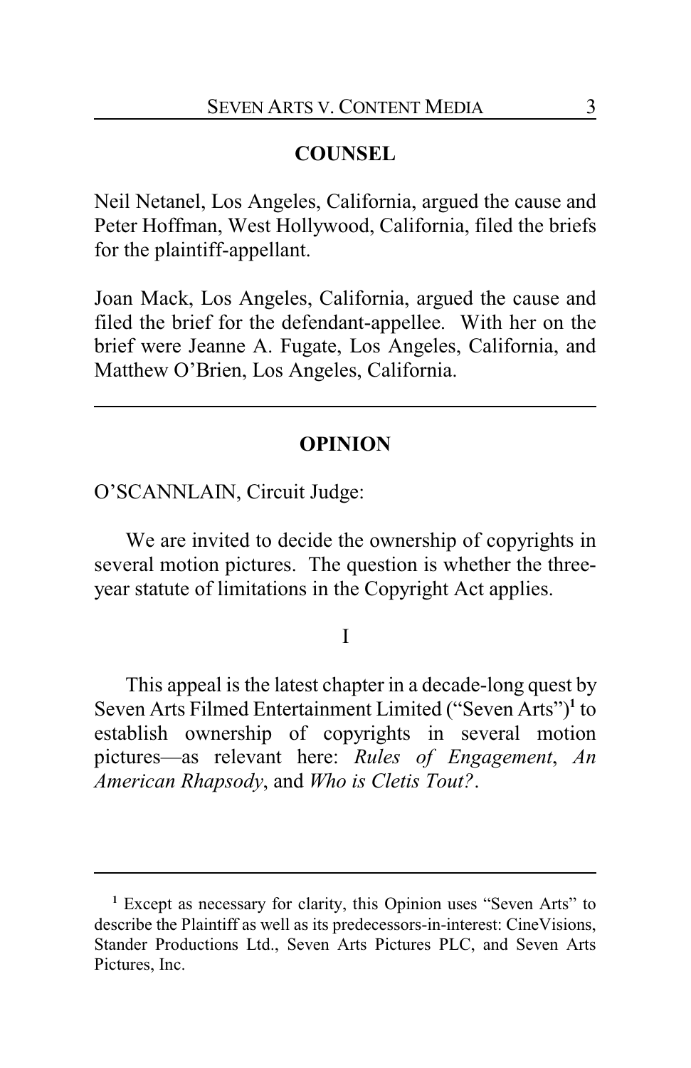## COUNSEL

Neil Netanel, Los Angeles, California, argued the cause and Peter Hoffman, West Hollywood, California, filed the briefs for the plaintiff-appellant.

Joan Mack, Los Angeles, California, argued the cause and filed the brief for the defendant-appellee. With her on the brief were Jeanne A. Fugate, Los Angeles, California, and Matthew O'Brien, Los Angeles, California.

---

## OPINION

O'SCANNLAIN, Circuit Judge:

We are invited to decide the ownership of copyrights in several motion pictures. The question is whether the three-year statute of limitations in the Copyright Act applies.

### I

This appeal is the latest chapter in a decade-long quest by Seven Arts Filmed Entertainment Limited ("Seven Arts")[1] to establish ownership of copyrights in several motion pictures—as relevant here: *Rules of Engagement*, *An American Rhapsody*, and *Who is Cletis Tout?*.

---

[1] Except as necessary for clarity, this Opinion uses "Seven Arts" to describe the Plaintiff as well as its predecessors-in-interest: CineVisions, Stander Productions Ltd., Seven Arts Pictures PLC, and Seven Arts Pictures, Inc.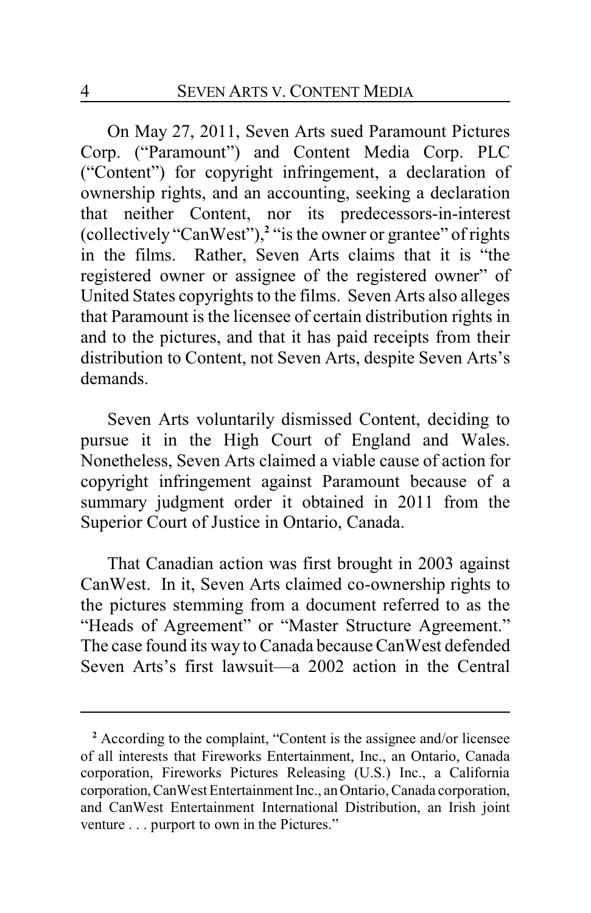On May 27, 2011, Seven Arts sued Paramount Pictures Corp. ("Paramount") and Content Media Corp. PLC ("Content") for copyright infringement, a declaration of ownership rights, and an accounting, seeking a declaration that neither Content, nor its predecessors-in-interest (collectively "CanWest"),[2] "is the owner or grantee" of rights in the films. Rather, Seven Arts claims that it is "the registered owner or assignee of the registered owner" of United States copyrights to the films. Seven Arts also alleges that Paramount is the licensee of certain distribution rights in and to the pictures, and that it has paid receipts from their distribution to Content, not Seven Arts, despite Seven Arts's demands.

Seven Arts voluntarily dismissed Content, deciding to pursue it in the High Court of England and Wales. Nonetheless, Seven Arts claimed a viable cause of action for copyright infringement against Paramount because of a summary judgment order it obtained in 2011 from the Superior Court of Justice in Ontario, Canada.

That Canadian action was first brought in 2003 against CanWest. In it, Seven Arts claimed co-ownership rights to the pictures stemming from a document referred to as the "Heads of Agreement" or "Master Structure Agreement." The case found its way to Canada because CanWest defended Seven Arts's first lawsuit—a 2002 action in the Central

---

[2] According to the complaint, "Content is the assignee and/or licensee of all interests that Fireworks Entertainment, Inc., an Ontario, Canada corporation, Fireworks Pictures Releasing (U.S.) Inc., a California corporation, CanWest Entertainment Inc., an Ontario, Canada corporation, and CanWest Entertainment International Distribution, an Irish joint venture . . . purport to own in the Pictures."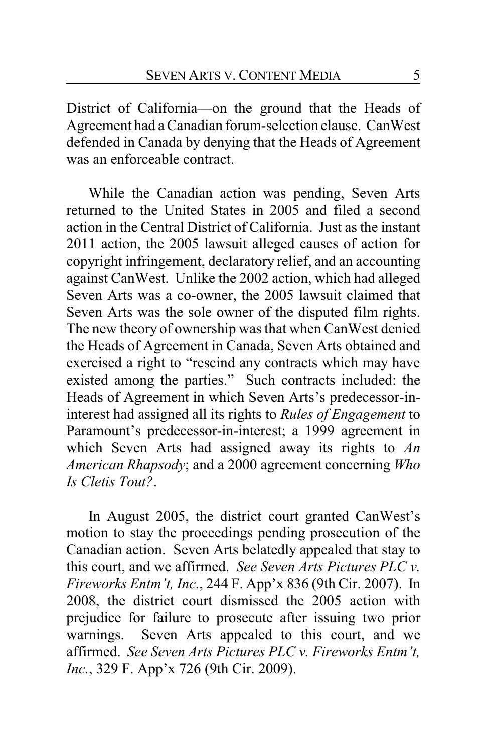District of California—on the ground that the Heads of Agreement had a Canadian forum-selection clause. CanWest defended in Canada by denying that the Heads of Agreement was an enforceable contract.

While the Canadian action was pending, Seven Arts returned to the United States in 2005 and filed a second action in the Central District of California. Just as the instant 2011 action, the 2005 lawsuit alleged causes of action for copyright infringement, declaratory relief, and an accounting against CanWest. Unlike the 2002 action, which had alleged Seven Arts was a co-owner, the 2005 lawsuit claimed that Seven Arts was the sole owner of the disputed film rights. The new theory of ownership was that when CanWest denied the Heads of Agreement in Canada, Seven Arts obtained and exercised a right to "rescind any contracts which may have existed among the parties." Such contracts included: the Heads of Agreement in which Seven Arts's predecessor-in-interest had assigned all its rights to *Rules of Engagement* to Paramount's predecessor-in-interest; a 1999 agreement in which Seven Arts had assigned away its rights to *An American Rhapsody*; and a 2000 agreement concerning *Who Is Cletis Tout?*.

In August 2005, the district court granted CanWest's motion to stay the proceedings pending prosecution of the Canadian action. Seven Arts belatedly appealed that stay to this court, and we affirmed. *See Seven Arts Pictures PLC v. Fireworks Entm't, Inc.*, 244 F. App'x 836 (9th Cir. 2007). In 2008, the district court dismissed the 2005 action with prejudice for failure to prosecute after issuing two prior warnings. Seven Arts appealed to this court, and we affirmed. *See Seven Arts Pictures PLC v. Fireworks Entm't, Inc.*, 329 F. App'x 726 (9th Cir. 2009).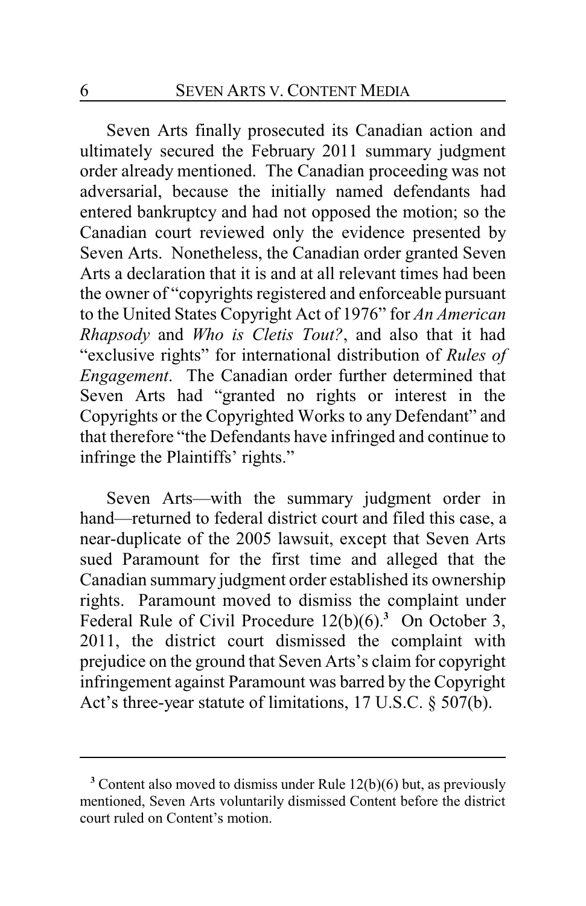Seven Arts finally prosecuted its Canadian action and ultimately secured the February 2011 summary judgment order already mentioned. The Canadian proceeding was not adversarial, because the initially named defendants had entered bankruptcy and had not opposed the motion; so the Canadian court reviewed only the evidence presented by Seven Arts. Nonetheless, the Canadian order granted Seven Arts a declaration that it is and at all relevant times had been the owner of "copyrights registered and enforceable pursuant to the United States Copyright Act of 1976" for *An American Rhapsody* and *Who is Cletis Tout?*, and also that it had "exclusive rights" for international distribution of *Rules of Engagement*. The Canadian order further determined that Seven Arts had "granted no rights or interest in the Copyrights or the Copyrighted Works to any Defendant" and that therefore "the Defendants have infringed and continue to infringe the Plaintiffs' rights."

Seven Arts—with the summary judgment order in hand—returned to federal district court and filed this case, a near-duplicate of the 2005 lawsuit, except that Seven Arts sued Paramount for the first time and alleged that the Canadian summary judgment order established its ownership rights. Paramount moved to dismiss the complaint under Federal Rule of Civil Procedure 12(b)(6).[3] On October 3, 2011, the district court dismissed the complaint with prejudice on the ground that Seven Arts's claim for copyright infringement against Paramount was barred by the Copyright Act's three-year statute of limitations, 17 U.S.C. § 507(b).

---

[3] Content also moved to dismiss under Rule 12(b)(6) but, as previously mentioned, Seven Arts voluntarily dismissed Content before the district court ruled on Content's motion.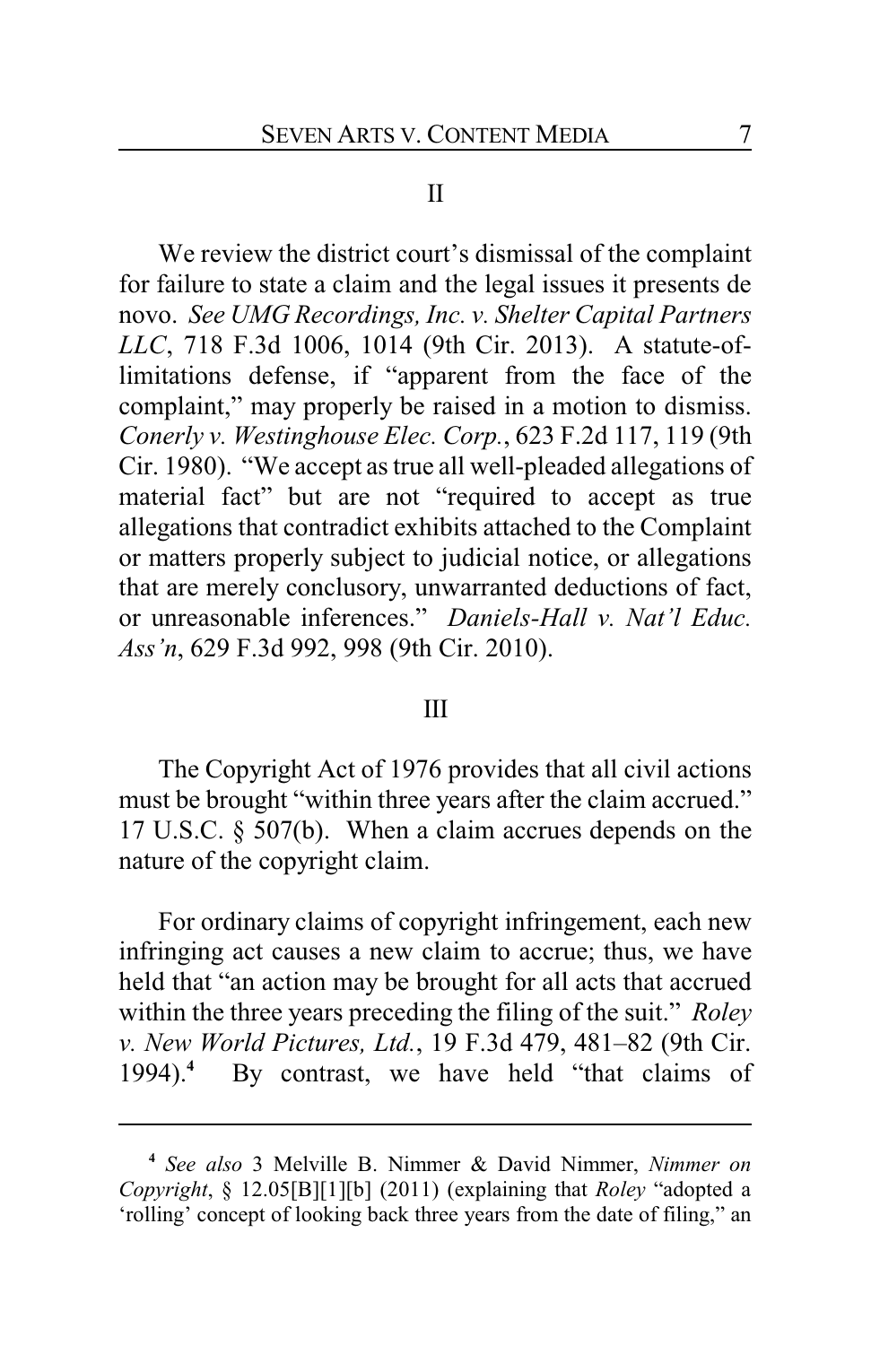## II

We review the district court's dismissal of the complaint for failure to state a claim and the legal issues it presents de novo. *See UMG Recordings, Inc. v. Shelter Capital Partners LLC*, 718 F.3d 1006, 1014 (9th Cir. 2013). A statute-of-limitations defense, if "apparent from the face of the complaint," may properly be raised in a motion to dismiss. *Conerly v. Westinghouse Elec. Corp.*, 623 F.2d 117, 119 (9th Cir. 1980). "We accept as true all well-pleaded allegations of material fact" but are not "required to accept as true allegations that contradict exhibits attached to the Complaint or matters properly subject to judicial notice, or allegations that are merely conclusory, unwarranted deductions of fact, or unreasonable inferences." *Daniels-Hall v. Nat'l Educ. Ass'n*, 629 F.3d 992, 998 (9th Cir. 2010).

## III

The Copyright Act of 1976 provides that all civil actions must be brought "within three years after the claim accrued." 17 U.S.C. § 507(b). When a claim accrues depends on the nature of the copyright claim.

For ordinary claims of copyright infringement, each new infringing act causes a new claim to accrue; thus, we have held that "an action may be brought for all acts that accrued within the three years preceding the filing of the suit." *Roley v. New World Pictures, Ltd.*, 19 F.3d 479, 481–82 (9th Cir. 1994).[4] By contrast, we have held "that claims of

---

[4] *See also* 3 Melville B. Nimmer & David Nimmer, *Nimmer on Copyright*, § 12.05[B][1][b] (2011) (explaining that *Roley* "adopted a 'rolling' concept of looking back three years from the date of filing," an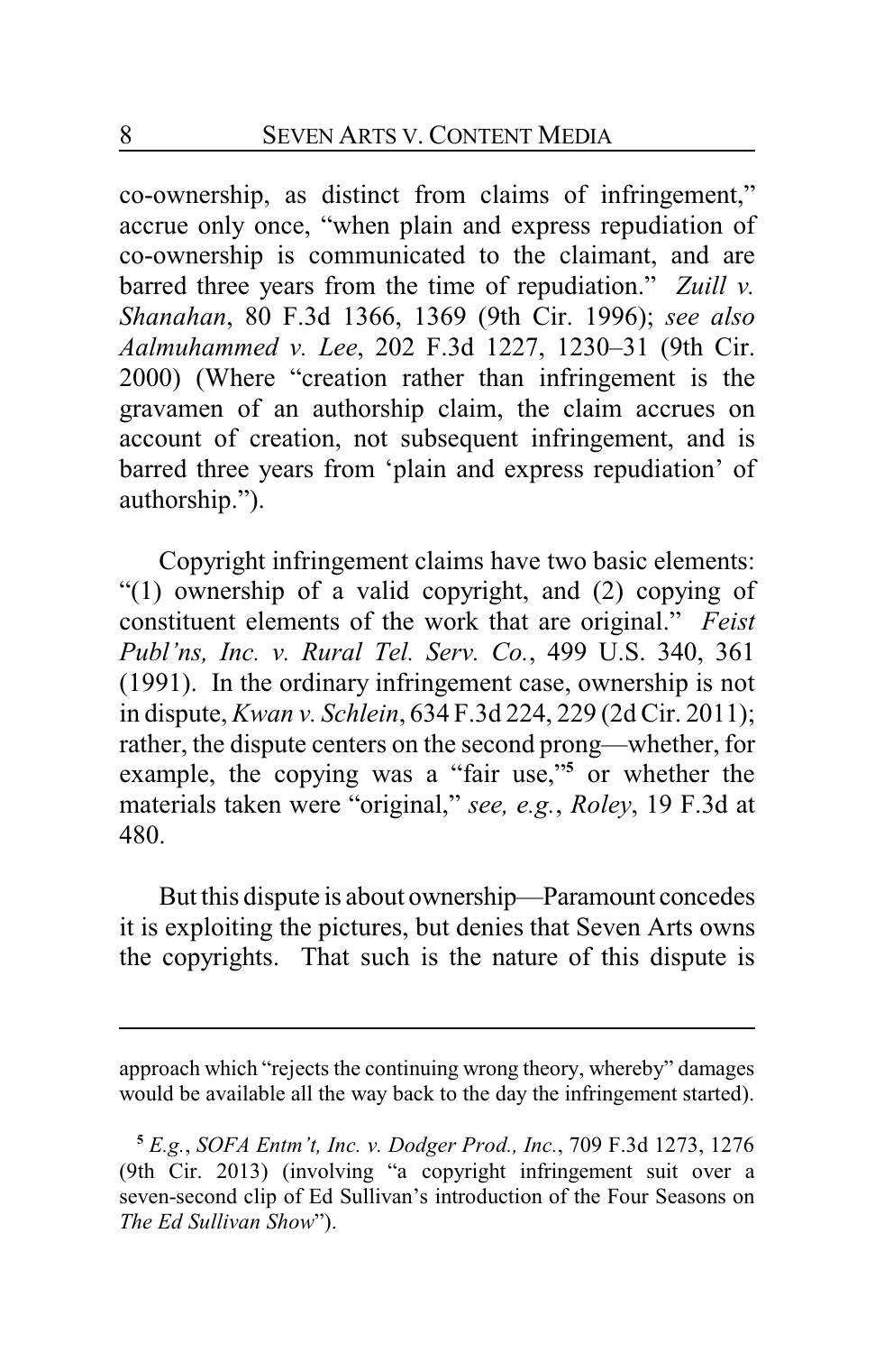co-ownership, as distinct from claims of infringement," accrue only once, "when plain and express repudiation of co-ownership is communicated to the claimant, and are barred three years from the time of repudiation." *Zuill v. Shanahan*, 80 F.3d 1366, 1369 (9th Cir. 1996); *see also Aalmuhammed v. Lee*, 202 F.3d 1227, 1230–31 (9th Cir. 2000) (Where "creation rather than infringement is the gravamen of an authorship claim, the claim accrues on account of creation, not subsequent infringement, and is barred three years from 'plain and express repudiation' of authorship.").

Copyright infringement claims have two basic elements: "(1) ownership of a valid copyright, and (2) copying of constituent elements of the work that are original." *Feist Publ'ns, Inc. v. Rural Tel. Serv. Co.*, 499 U.S. 340, 361 (1991). In the ordinary infringement case, ownership is not in dispute, *Kwan v. Schlein*, 634 F.3d 224, 229 (2d Cir. 2011); rather, the dispute centers on the second prong—whether, for example, the copying was a "fair use,"[5] or whether the materials taken were "original," *see, e.g.*, *Roley*, 19 F.3d at 480.

But this dispute is about ownership—Paramount concedes it is exploiting the pictures, but denies that Seven Arts owns the copyrights. That such is the nature of this dispute is

---

approach which "rejects the continuing wrong theory, whereby" damages would be available all the way back to the day the infringement started).

[5] *E.g.*, *SOFA Entm't, Inc. v. Dodger Prod., Inc.*, 709 F.3d 1273, 1276 (9th Cir. 2013) (involving "a copyright infringement suit over a seven-second clip of Ed Sullivan's introduction of the Four Seasons on *The Ed Sullivan Show*").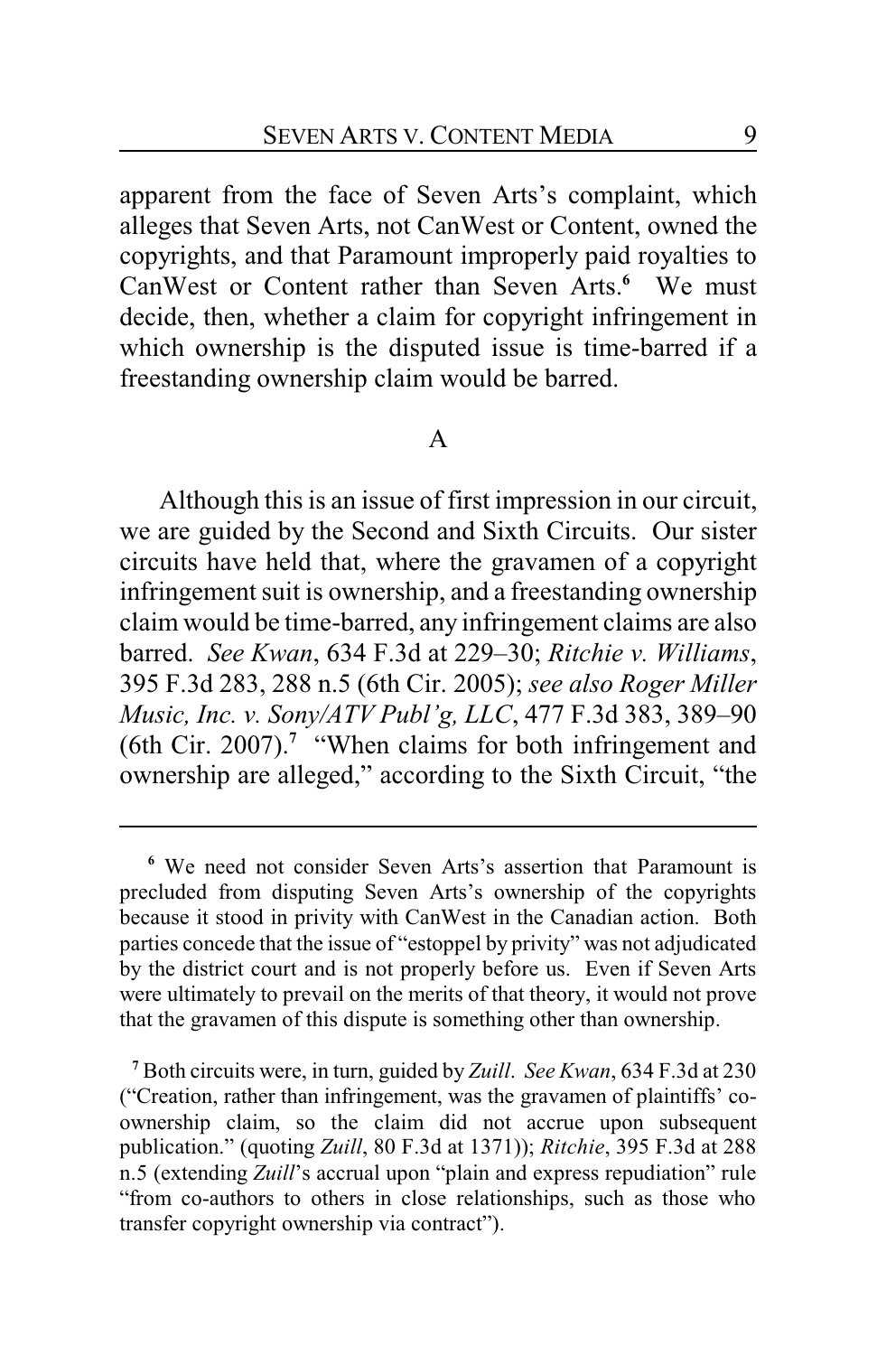apparent from the face of Seven Arts's complaint, which alleges that Seven Arts, not CanWest or Content, owned the copyrights, and that Paramount improperly paid royalties to CanWest or Content rather than Seven Arts.[6] We must decide, then, whether a claim for copyright infringement in which ownership is the disputed issue is time-barred if a freestanding ownership claim would be barred.

## A

Although this is an issue of first impression in our circuit, we are guided by the Second and Sixth Circuits. Our sister circuits have held that, where the gravamen of a copyright infringement suit is ownership, and a freestanding ownership claim would be time-barred, any infringement claims are also barred. *See Kwan*, 634 F.3d at 229–30; *Ritchie v. Williams*, 395 F.3d 283, 288 n.5 (6th Cir. 2005); *see also Roger Miller Music, Inc. v. Sony/ATV Publ'g, LLC*, 477 F.3d 383, 389–90 (6th Cir. 2007).[7] "When claims for both infringement and ownership are alleged," according to the Sixth Circuit, "the

---

[6] We need not consider Seven Arts's assertion that Paramount is precluded from disputing Seven Arts's ownership of the copyrights because it stood in privity with CanWest in the Canadian action. Both parties concede that the issue of "estoppel by privity" was not adjudicated by the district court and is not properly before us. Even if Seven Arts were ultimately to prevail on the merits of that theory, it would not prove that the gravamen of this dispute is something other than ownership.

[7] Both circuits were, in turn, guided by *Zuill*. *See Kwan*, 634 F.3d at 230 ("Creation, rather than infringement, was the gravamen of plaintiffs' co-ownership claim, so the claim did not accrue upon subsequent publication." (quoting *Zuill*, 80 F.3d at 1371)); *Ritchie*, 395 F.3d at 288 n.5 (extending *Zuill*'s accrual upon "plain and express repudiation" rule "from co-authors to others in close relationships, such as those who transfer copyright ownership via contract").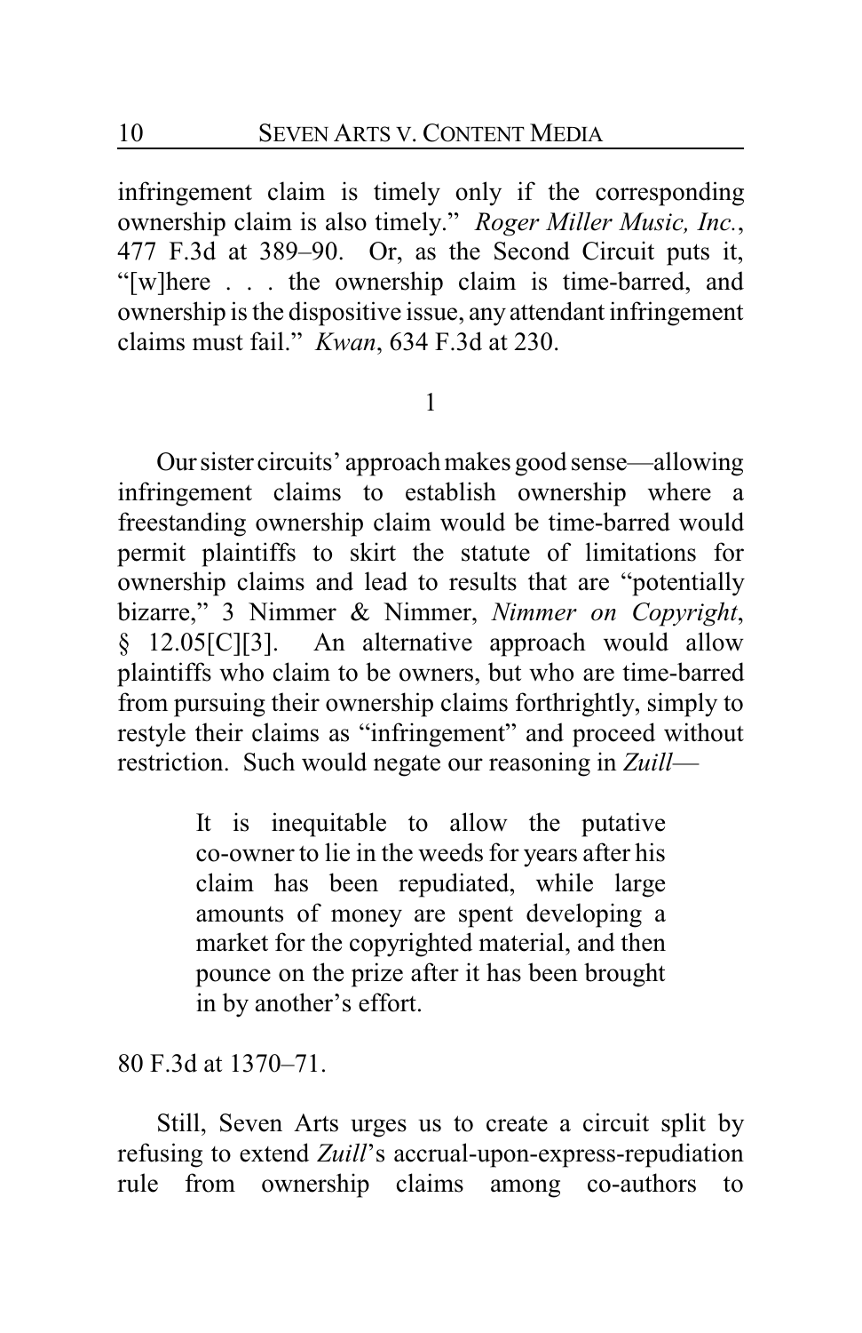infringement claim is timely only if the corresponding ownership claim is also timely." *Roger Miller Music, Inc.*, 477 F.3d at 389–90. Or, as the Second Circuit puts it, "[w]here . . . the ownership claim is time-barred, and ownership is the dispositive issue, any attendant infringement claims must fail." *Kwan*, 634 F.3d at 230.

1

Our sister circuits' approach makes good sense—allowing infringement claims to establish ownership where a freestanding ownership claim would be time-barred would permit plaintiffs to skirt the statute of limitations for ownership claims and lead to results that are "potentially bizarre," 3 Nimmer & Nimmer, *Nimmer on Copyright*, § 12.05[C][3]. An alternative approach would allow plaintiffs who claim to be owners, but who are time-barred from pursuing their ownership claims forthrightly, simply to restyle their claims as "infringement" and proceed without restriction. Such would negate our reasoning in *Zuill*—

> It is inequitable to allow the putative co-owner to lie in the weeds for years after his claim has been repudiated, while large amounts of money are spent developing a market for the copyrighted material, and then pounce on the prize after it has been brought in by another's effort.

80 F.3d at 1370–71.

Still, Seven Arts urges us to create a circuit split by refusing to extend *Zuill*'s accrual-upon-express-repudiation rule from ownership claims among co-authors to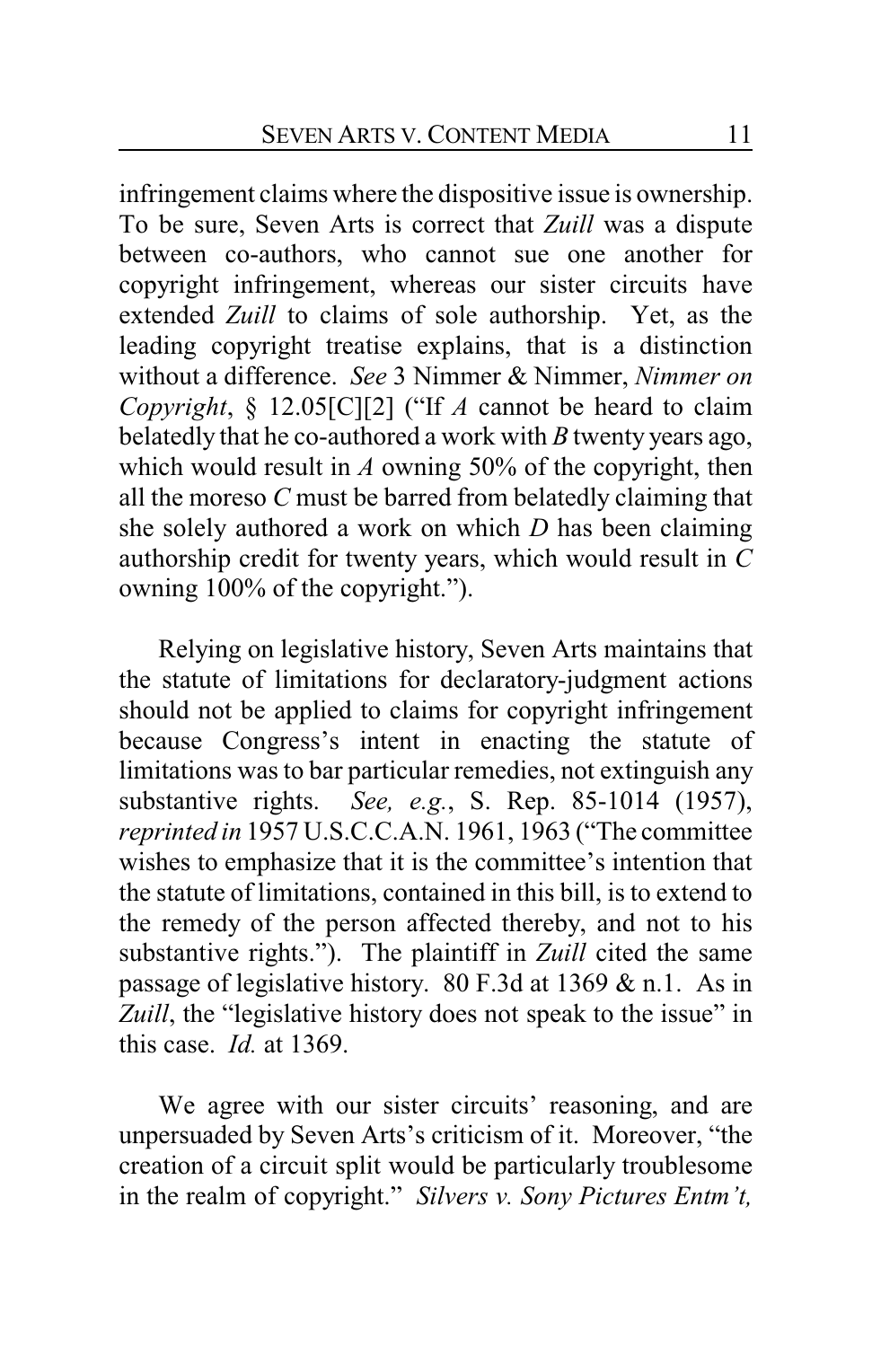infringement claims where the dispositive issue is ownership. To be sure, Seven Arts is correct that *Zuill* was a dispute between co-authors, who cannot sue one another for copyright infringement, whereas our sister circuits have extended *Zuill* to claims of sole authorship. Yet, as the leading copyright treatise explains, that is a distinction without a difference. *See* 3 Nimmer & Nimmer, *Nimmer on Copyright*, § 12.05[C][2] ("If *A* cannot be heard to claim belatedly that he co-authored a work with *B* twenty years ago, which would result in *A* owning 50% of the copyright, then all the moreso *C* must be barred from belatedly claiming that she solely authored a work on which *D* has been claiming authorship credit for twenty years, which would result in *C* owning 100% of the copyright.").

Relying on legislative history, Seven Arts maintains that the statute of limitations for declaratory-judgment actions should not be applied to claims for copyright infringement because Congress's intent in enacting the statute of limitations was to bar particular remedies, not extinguish any substantive rights. *See, e.g.*, S. Rep. 85-1014 (1957), *reprinted in* 1957 U.S.C.C.A.N. 1961, 1963 ("The committee wishes to emphasize that it is the committee's intention that the statute of limitations, contained in this bill, is to extend to the remedy of the person affected thereby, and not to his substantive rights."). The plaintiff in *Zuill* cited the same passage of legislative history. 80 F.3d at 1369 & n.1. As in *Zuill*, the "legislative history does not speak to the issue" in this case. *Id.* at 1369.

We agree with our sister circuits' reasoning, and are unpersuaded by Seven Arts's criticism of it. Moreover, "the creation of a circuit split would be particularly troublesome in the realm of copyright." *Silvers v. Sony Pictures Entm't,*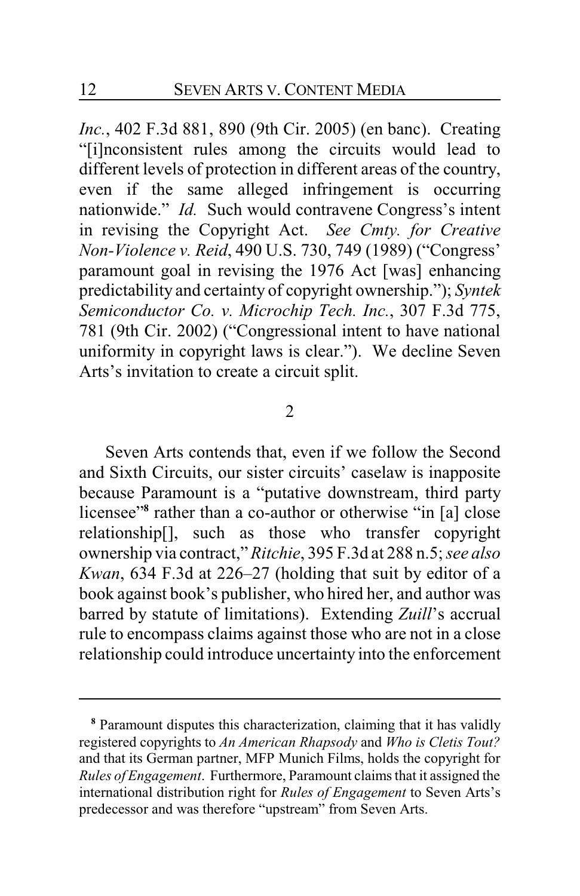*Inc.*, 402 F.3d 881, 890 (9th Cir. 2005) (en banc). Creating "[i]nconsistent rules among the circuits would lead to different levels of protection in different areas of the country, even if the same alleged infringement is occurring nationwide." *Id.* Such would contravene Congress's intent in revising the Copyright Act. *See Cmty. for Creative Non-Violence v. Reid*, 490 U.S. 730, 749 (1989) ("Congress' paramount goal in revising the 1976 Act [was] enhancing predictability and certainty of copyright ownership."); *Syntek Semiconductor Co. v. Microchip Tech. Inc.*, 307 F.3d 775, 781 (9th Cir. 2002) ("Congressional intent to have national uniformity in copyright laws is clear."). We decline Seven Arts's invitation to create a circuit split.

2

Seven Arts contends that, even if we follow the Second and Sixth Circuits, our sister circuits' caselaw is inapposite because Paramount is a "putative downstream, third party licensee"[8] rather than a co-author or otherwise "in [a] close relationship[], such as those who transfer copyright ownership via contract," *Ritchie*, 395 F.3d at 288 n.5; *see also Kwan*, 634 F.3d at 226–27 (holding that suit by editor of a book against book's publisher, who hired her, and author was barred by statute of limitations). Extending *Zuill*'s accrual rule to encompass claims against those who are not in a close relationship could introduce uncertainty into the enforcement

---

[8] Paramount disputes this characterization, claiming that it has validly registered copyrights to *An American Rhapsody* and *Who is Cletis Tout?* and that its German partner, MFP Munich Films, holds the copyright for *Rules of Engagement*. Furthermore, Paramount claims that it assigned the international distribution right for *Rules of Engagement* to Seven Arts's predecessor and was therefore "upstream" from Seven Arts.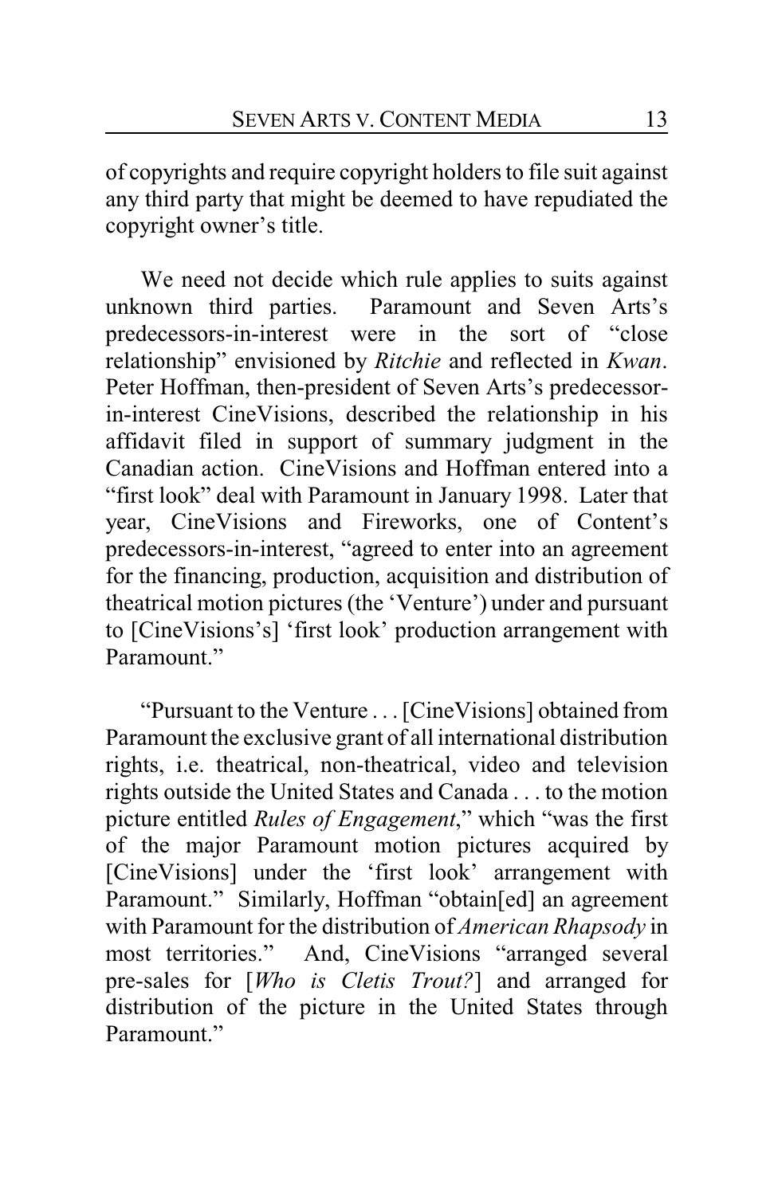of copyrights and require copyright holders to file suit against any third party that might be deemed to have repudiated the copyright owner's title.

We need not decide which rule applies to suits against unknown third parties. Paramount and Seven Arts's predecessors-in-interest were in the sort of "close relationship" envisioned by *Ritchie* and reflected in *Kwan*. Peter Hoffman, then-president of Seven Arts's predecessor-in-interest CineVisions, described the relationship in his affidavit filed in support of summary judgment in the Canadian action. CineVisions and Hoffman entered into a "first look" deal with Paramount in January 1998. Later that year, CineVisions and Fireworks, one of Content's predecessors-in-interest, "agreed to enter into an agreement for the financing, production, acquisition and distribution of theatrical motion pictures (the 'Venture') under and pursuant to [CineVisions's] 'first look' production arrangement with Paramount."

"Pursuant to the Venture . . . [CineVisions] obtained from Paramount the exclusive grant of all international distribution rights, i.e. theatrical, non-theatrical, video and television rights outside the United States and Canada . . . to the motion picture entitled *Rules of Engagement*," which "was the first of the major Paramount motion pictures acquired by [CineVisions] under the 'first look' arrangement with Paramount." Similarly, Hoffman "obtain[ed] an agreement with Paramount for the distribution of *American Rhapsody* in most territories." And, CineVisions "arranged several pre-sales for [*Who is Cletis Trout?*] and arranged for distribution of the picture in the United States through Paramount."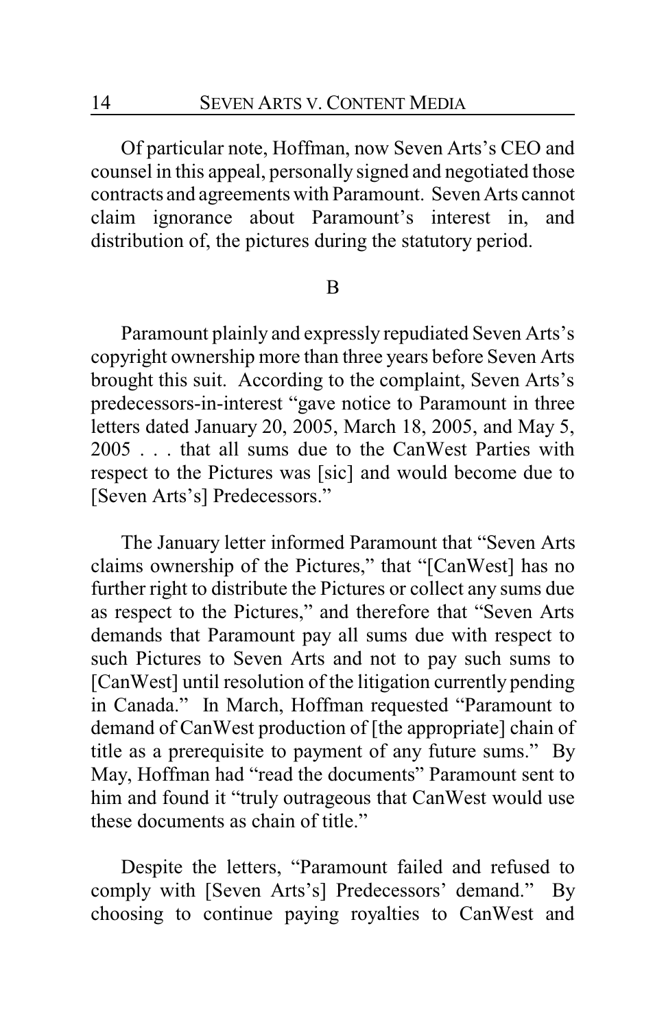Of particular note, Hoffman, now Seven Arts's CEO and counsel in this appeal, personally signed and negotiated those contracts and agreements with Paramount. Seven Arts cannot claim ignorance about Paramount's interest in, and distribution of, the pictures during the statutory period.

### B

Paramount plainly and expressly repudiated Seven Arts's copyright ownership more than three years before Seven Arts brought this suit. According to the complaint, Seven Arts's predecessors-in-interest "gave notice to Paramount in three letters dated January 20, 2005, March 18, 2005, and May 5, 2005 . . . that all sums due to the CanWest Parties with respect to the Pictures was [sic] and would become due to [Seven Arts's] Predecessors."

The January letter informed Paramount that "Seven Arts claims ownership of the Pictures," that "[CanWest] has no further right to distribute the Pictures or collect any sums due as respect to the Pictures," and therefore that "Seven Arts demands that Paramount pay all sums due with respect to such Pictures to Seven Arts and not to pay such sums to [CanWest] until resolution of the litigation currently pending in Canada." In March, Hoffman requested "Paramount to demand of CanWest production of [the appropriate] chain of title as a prerequisite to payment of any future sums." By May, Hoffman had "read the documents" Paramount sent to him and found it "truly outrageous that CanWest would use these documents as chain of title."

Despite the letters, "Paramount failed and refused to comply with [Seven Arts's] Predecessors' demand." By choosing to continue paying royalties to CanWest and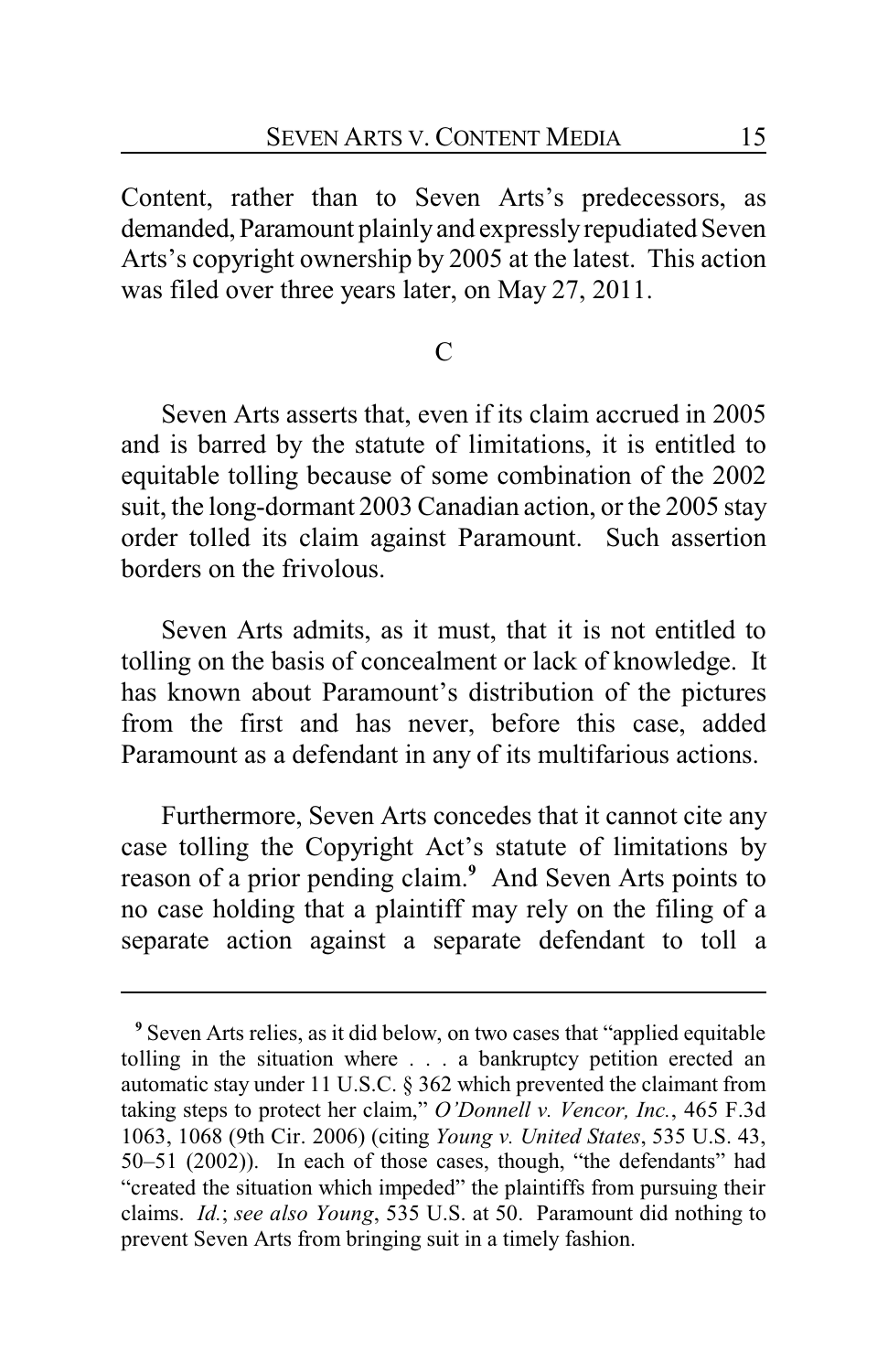Content, rather than to Seven Arts's predecessors, as demanded, Paramount plainly and expressly repudiated Seven Arts's copyright ownership by 2005 at the latest. This action was filed over three years later, on May 27, 2011.

### C

Seven Arts asserts that, even if its claim accrued in 2005 and is barred by the statute of limitations, it is entitled to equitable tolling because of some combination of the 2002 suit, the long-dormant 2003 Canadian action, or the 2005 stay order tolled its claim against Paramount. Such assertion borders on the frivolous.

Seven Arts admits, as it must, that it is not entitled to tolling on the basis of concealment or lack of knowledge. It has known about Paramount's distribution of the pictures from the first and has never, before this case, added Paramount as a defendant in any of its multifarious actions.

Furthermore, Seven Arts concedes that it cannot cite any case tolling the Copyright Act's statute of limitations by reason of a prior pending claim.[9] And Seven Arts points to no case holding that a plaintiff may rely on the filing of a separate action against a separate defendant to toll a

---

[9] Seven Arts relies, as it did below, on two cases that "applied equitable tolling in the situation where . . . a bankruptcy petition erected an automatic stay under 11 U.S.C. § 362 which prevented the claimant from taking steps to protect her claim," *O'Donnell v. Vencor, Inc.*, 465 F.3d 1063, 1068 (9th Cir. 2006) (citing *Young v. United States*, 535 U.S. 43, 50–51 (2002)). In each of those cases, though, "the defendants" had "created the situation which impeded" the plaintiffs from pursuing their claims. *Id.*; *see also Young*, 535 U.S. at 50. Paramount did nothing to prevent Seven Arts from bringing suit in a timely fashion.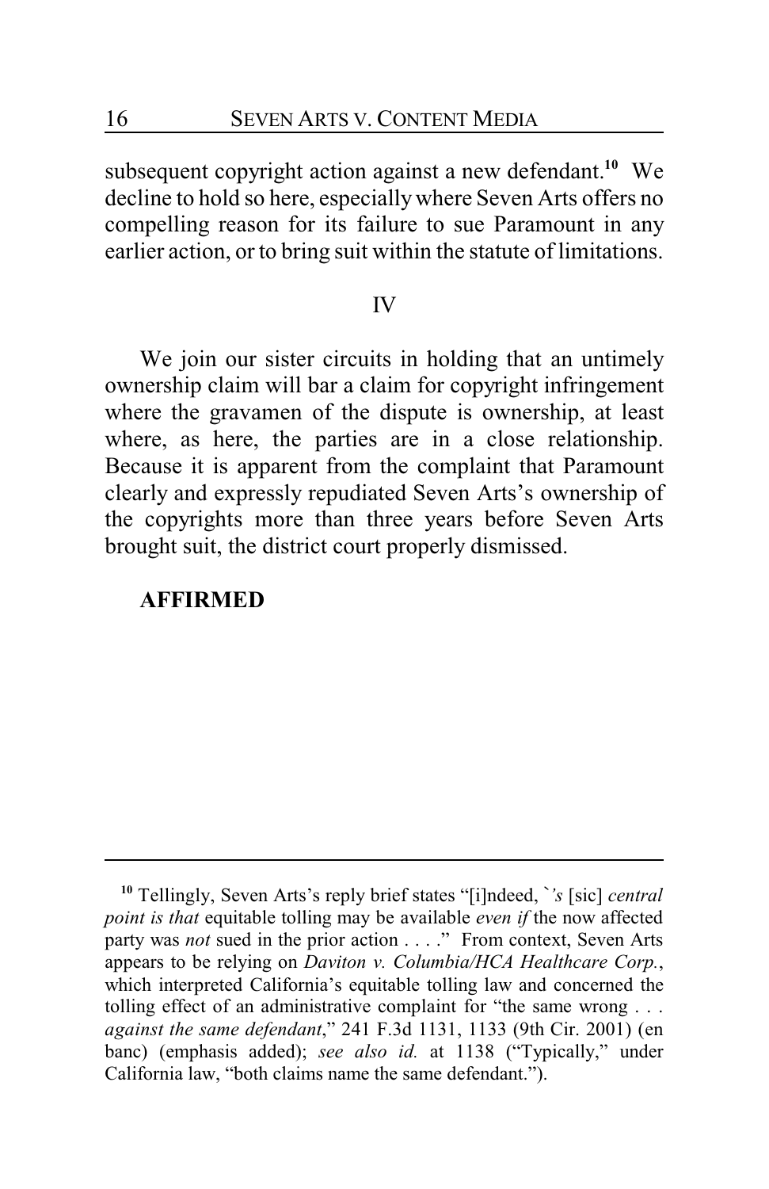subsequent copyright action against a new defendant.[10] We decline to hold so here, especially where Seven Arts offers no compelling reason for its failure to sue Paramount in any earlier action, or to bring suit within the statute of limitations.

## IV

We join our sister circuits in holding that an untimely ownership claim will bar a claim for copyright infringement where the gravamen of the dispute is ownership, at least where, as here, the parties are in a close relationship. Because it is apparent from the complaint that Paramount clearly and expressly repudiated Seven Arts's ownership of the copyrights more than three years before Seven Arts brought suit, the district court properly dismissed.

**AFFIRMED**

---

[10] Tellingly, Seven Arts's reply brief states "[i]ndeed, *`'s* [sic] *central point is that* equitable tolling may be available *even if* the now affected party was *not* sued in the prior action . . . ." From context, Seven Arts appears to be relying on *Daviton v. Columbia/HCA Healthcare Corp.*, which interpreted California's equitable tolling law and concerned the tolling effect of an administrative complaint for "the same wrong . . . *against the same defendant*," 241 F.3d 1131, 1133 (9th Cir. 2001) (en banc) (emphasis added); *see also id.* at 1138 ("Typically," under California law, "both claims name the same defendant.").